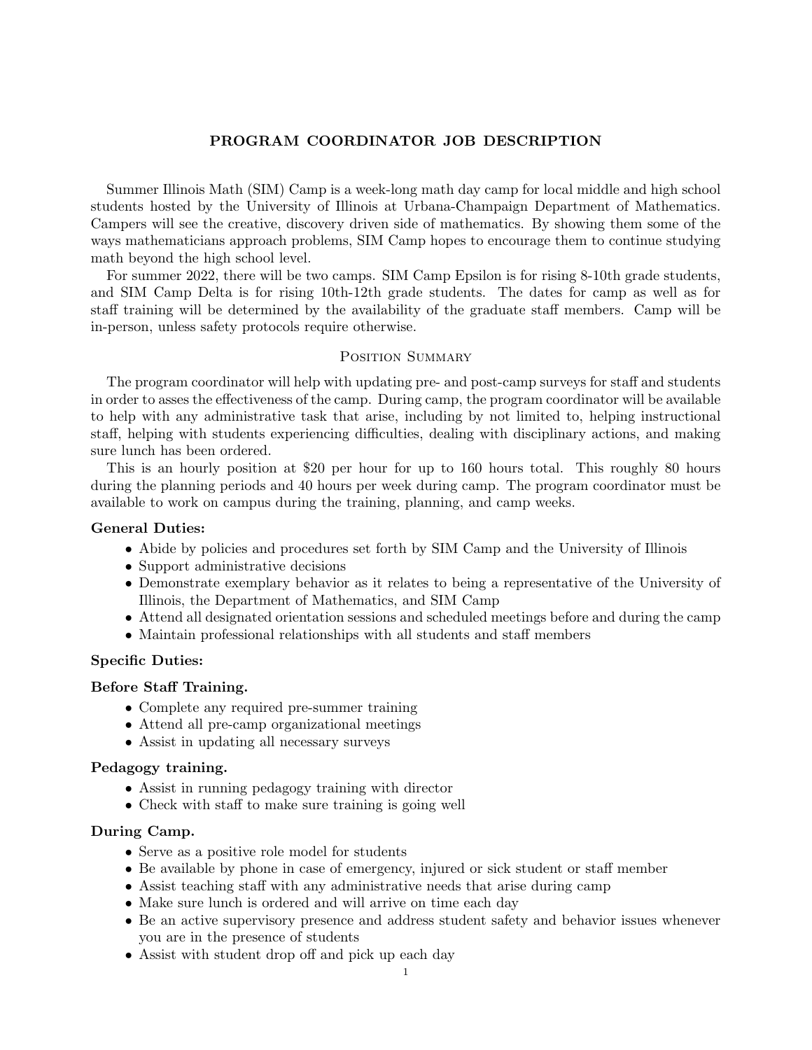# PROGRAM COORDINATOR JOB DESCRIPTION

Summer Illinois Math (SIM) Camp is a week-long math day camp for local middle and high school students hosted by the University of Illinois at Urbana-Champaign Department of Mathematics. Campers will see the creative, discovery driven side of mathematics. By showing them some of the ways mathematicians approach problems, SIM Camp hopes to encourage them to continue studying math beyond the high school level.

For summer 2022, there will be two camps. SIM Camp Epsilon is for rising 8-10th grade students, and SIM Camp Delta is for rising 10th-12th grade students. The dates for camp as well as for staff training will be determined by the availability of the graduate staff members. Camp will be in-person, unless safety protocols require otherwise.

## Position Summary

The program coordinator will help with updating pre- and post-camp surveys for staff and students in order to asses the effectiveness of the camp. During camp, the program coordinator will be available to help with any administrative task that arise, including by not limited to, helping instructional staff, helping with students experiencing difficulties, dealing with disciplinary actions, and making sure lunch has been ordered.

This is an hourly position at $20 per hour for up to 160 hours total. This roughly 80 hours during the planning periods and 40 hours per week during camp. The program coordinator must be available to work on campus during the training, planning, and camp weeks.

**General Duties:**

- Abide by policies and procedures set forth by SIM Camp and the University of Illinois
- Support administrative decisions
- Demonstrate exemplary behavior as it relates to being a representative of the University of Illinois, the Department of Mathematics, and SIM Camp
- Attend all designated orientation sessions and scheduled meetings before and during the camp
- Maintain professional relationships with all students and staff members

**Specific Duties:**

**Before Staff Training.**

- Complete any required pre-summer training
- Attend all pre-camp organizational meetings
- Assist in updating all necessary surveys

**Pedagogy training.**

- Assist in running pedagogy training with director
- Check with staff to make sure training is going well

**During Camp.**

- Serve as a positive role model for students
- Be available by phone in case of emergency, injured or sick student or staff member
- Assist teaching staff with any administrative needs that arise during camp
- Make sure lunch is ordered and will arrive on time each day
- Be an active supervisory presence and address student safety and behavior issues whenever you are in the presence of students
- Assist with student drop off and pick up each day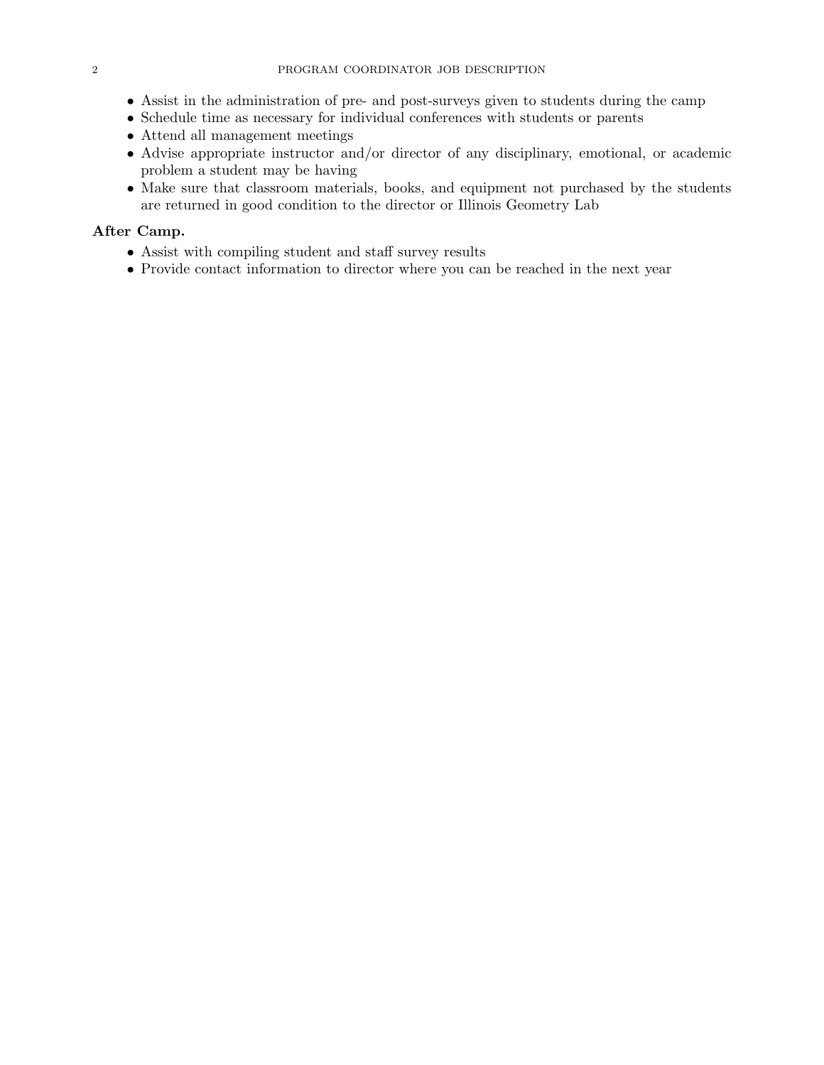- Assist in the administration of pre- and post-surveys given to students during the camp
- Schedule time as necessary for individual conferences with students or parents
- Attend all management meetings
- Advise appropriate instructor and/or director of any disciplinary, emotional, or academic problem a student may be having
- Make sure that classroom materials, books, and equipment not purchased by the students are returned in good condition to the director or Illinois Geometry Lab

**After Camp.**

- Assist with compiling student and staff survey results
- Provide contact information to director where you can be reached in the next year